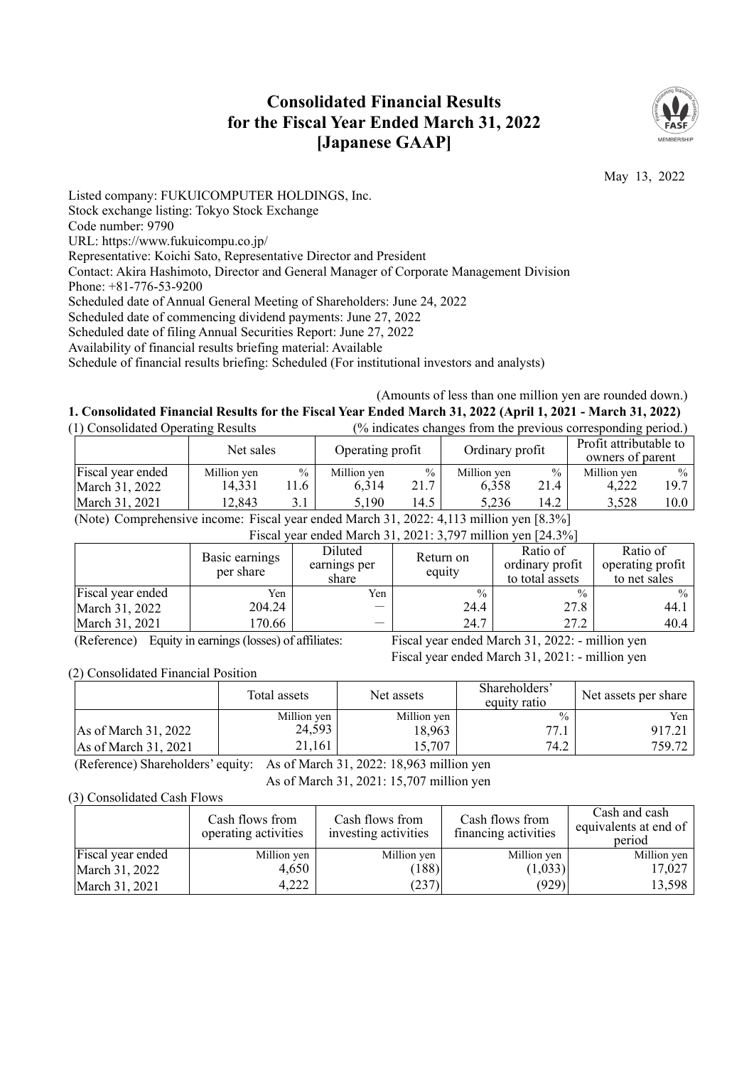# Consolidated Financial Results for the Fiscal Year Ended March 31, 2022 [Japanese GAAP]

May 13, 2022

Listed company: FUKUICOMPUTER HOLDINGS, Inc.
Stock exchange listing: Tokyo Stock Exchange
Code number: 9790
URL: https://www.fukuicompu.co.jp/
Representative: Koichi Sato, Representative Director and President
Contact: Akira Hashimoto, Director and General Manager of Corporate Management Division
Phone: +81-776-53-9200
Scheduled date of Annual General Meeting of Shareholders: June 24, 2022
Scheduled date of commencing dividend payments: June 27, 2022
Scheduled date of filing Annual Securities Report: June 27, 2022
Availability of financial results briefing material: Available
Schedule of financial results briefing: Scheduled (For institutional investors and analysts)

(Amounts of less than one million yen are rounded down.)

## 1. Consolidated Financial Results for the Fiscal Year Ended March 31, 2022 (April 1, 2021 - March 31, 2022)

(1) Consolidated Operating Results (% indicates changes from the previous corresponding period.)

| | Net sales | | Operating profit | | Ordinary profit | | Profit attributable to owners of parent | |
|---|---|---|---|---|---|---|---|---|
| Fiscal year ended | Million yen | % | Million yen | % | Million yen | % | Million yen | % |
| March 31, 2022 | 14,331 | 11.6 | 6,314 | 21.7 | 6,358 | 21.4 | 4,222 | 19.7 |
| March 31, 2021 | 12,843 | 3.1 | 5,190 | 14.5 | 5,236 | 14.2 | 3,528 | 10.0 |

(Note) Comprehensive income: Fiscal year ended March 31, 2022: 4,113 million yen [8.3%]
Fiscal year ended March 31, 2021: 3,797 million yen [24.3%]

| | Basic earnings per share | Diluted earnings per share | Return on equity | Ratio of ordinary profit to total assets | Ratio of operating profit to net sales |
|---|---|---|---|---|---|
| Fiscal year ended | Yen | Yen | % | % | % |
| March 31, 2022 | 204.24 | ― | 24.4 | 27.8 | 44.1 |
| March 31, 2021 | 170.66 | ― | 24.7 | 27.2 | 40.4 |

(Reference) Equity in earnings (losses) of affiliates: Fiscal year ended March 31, 2022: - million yen
Fiscal year ended March 31, 2021: - million yen

(2) Consolidated Financial Position

| | Total assets | Net assets | Shareholders' equity ratio | Net assets per share |
|---|---|---|---|---|
| | Million yen | Million yen | % | Yen |
| As of March 31, 2022 | 24,593 | 18,963 | 77.1 | 917.21 |
| As of March 31, 2021 | 21,161 | 15,707 | 74.2 | 759.72 |

(Reference) Shareholders' equity: As of March 31, 2022: 18,963 million yen
As of March 31, 2021: 15,707 million yen

(3) Consolidated Cash Flows

| | Cash flows from operating activities | Cash flows from investing activities | Cash flows from financing activities | Cash and cash equivalents at end of period |
|---|---|---|---|---|
| Fiscal year ended | Million yen | Million yen | Million yen | Million yen |
| March 31, 2022 | 4,650 | (188) | (1,033) | 17,027 |
| March 31, 2021 | 4,222 | (237) | (929) | 13,598 |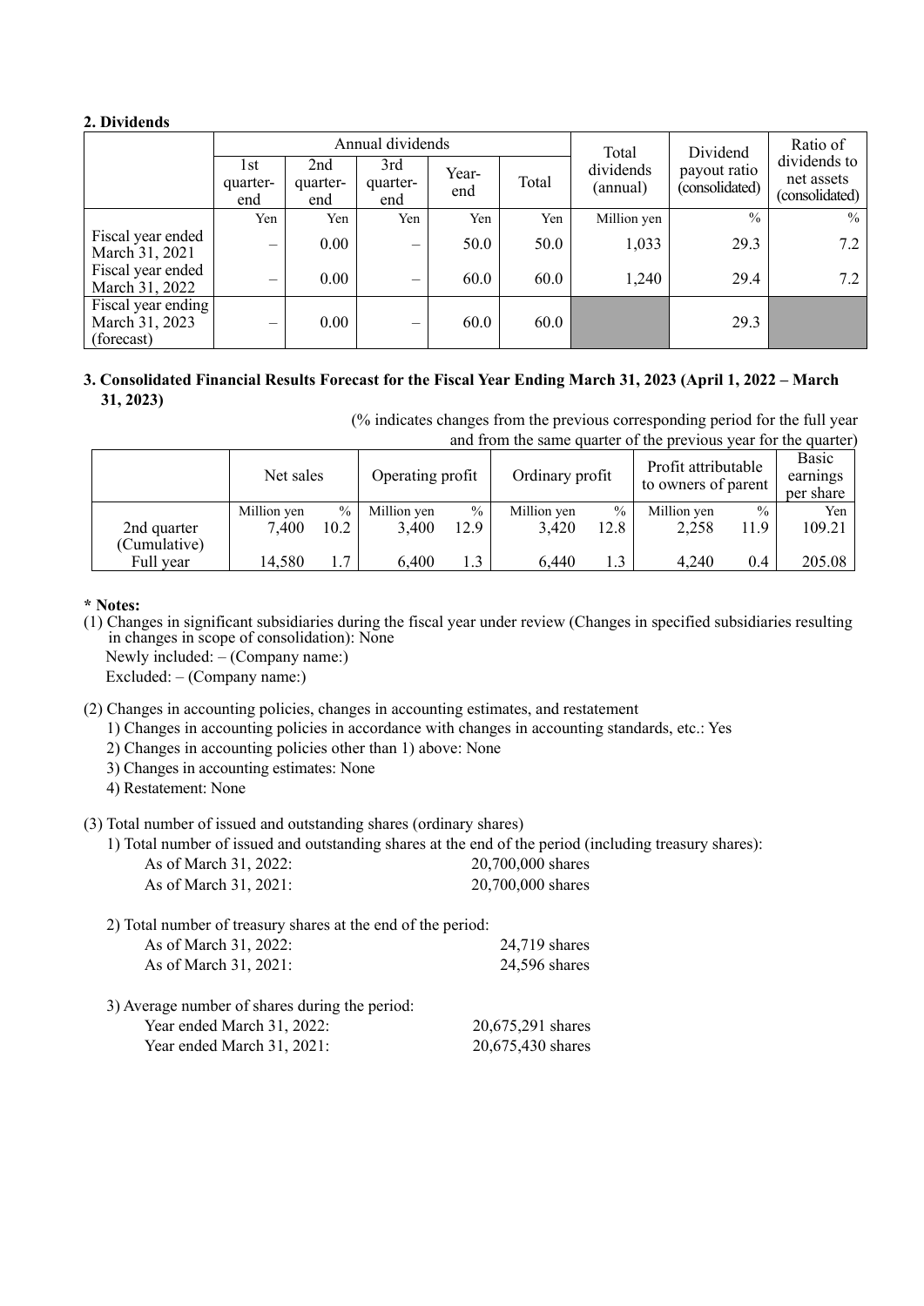**2. Dividends**

| | Annual dividends | | | | | Total dividends (annual) | Dividend payout ratio (consolidated) | Ratio of dividends to net assets (consolidated) |
|---|---|---|---|---|---|---|---|---|
| | 1st quarter-end | 2nd quarter-end | 3rd quarter-end | Year-end | Total | | | |
| | Yen | Yen | Yen | Yen | Yen | Million yen | % | % |
| Fiscal year ended March 31, 2021 | – | 0.00 | – | 50.0 | 50.0 | 1,033 | 29.3 | 7.2 |
| Fiscal year ended March 31, 2022 | – | 0.00 | – | 60.0 | 60.0 | 1,240 | 29.4 | 7.2 |
| Fiscal year ending March 31, 2023 (forecast) | – | 0.00 | – | 60.0 | 60.0 | | 29.3 | |

**3. Consolidated Financial Results Forecast for the Fiscal Year Ending March 31, 2023 (April 1, 2022 – March 31, 2023)**

(% indicates changes from the previous corresponding period for the full year and from the same quarter of the previous year for the quarter)

| | Net sales | | Operating profit | | Ordinary profit | | Profit attributable to owners of parent | | Basic earnings per share |
|---|---|---|---|---|---|---|---|---|---|
| | Million yen | % | Million yen | % | Million yen | % | Million yen | % | Yen |
| 2nd quarter (Cumulative) | 7,400 | 10.2 | 3,400 | 12.9 | 3,420 | 12.8 | 2,258 | 11.9 | 109.21 |
| Full year | 14,580 | 1.7 | 6,400 | 1.3 | 6,440 | 1.3 | 4,240 | 0.4 | 205.08 |

**\* Notes:**

(1) Changes in significant subsidiaries during the fiscal year under review (Changes in specified subsidiaries resulting in changes in scope of consolidation): None

Newly included: – (Company name:)

Excluded: – (Company name:)

(2) Changes in accounting policies, changes in accounting estimates, and restatement

1) Changes in accounting policies in accordance with changes in accounting standards, etc.: Yes

2) Changes in accounting policies other than 1) above: None

3) Changes in accounting estimates: None

4) Restatement: None

(3) Total number of issued and outstanding shares (ordinary shares)

1) Total number of issued and outstanding shares at the end of the period (including treasury shares):

| | |
|---|---|
| As of March 31, 2022: | 20,700,000 shares |
| As of March 31, 2021: | 20,700,000 shares |

2) Total number of treasury shares at the end of the period:

| | |
|---|---|
| As of March 31, 2022: | 24,719 shares |
| As of March 31, 2021: | 24,596 shares |

3) Average number of shares during the period:

| | |
|---|---|
| Year ended March 31, 2022: | 20,675,291 shares |
| Year ended March 31, 2021: | 20,675,430 shares |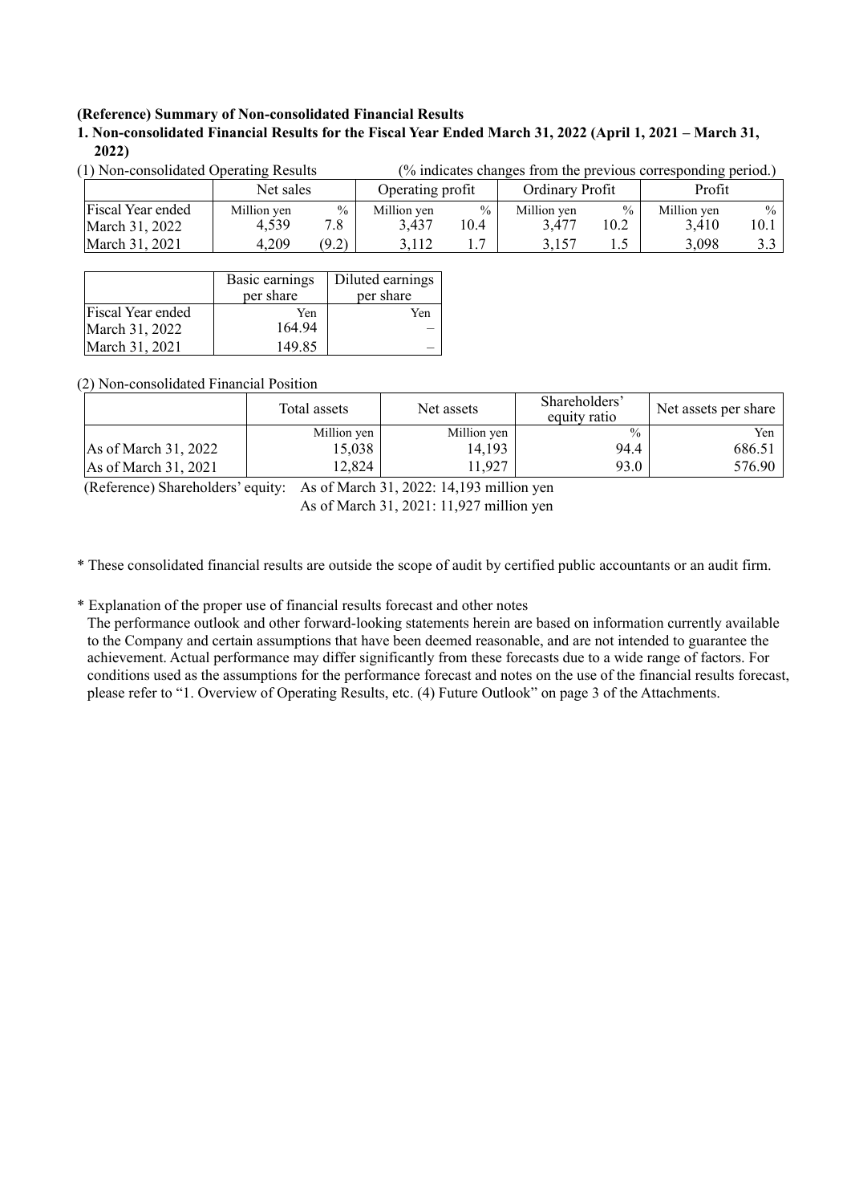**(Reference) Summary of Non-consolidated Financial Results**

**1. Non-consolidated Financial Results for the Fiscal Year Ended March 31, 2022 (April 1, 2021 – March 31, 2022)**

(1) Non-consolidated Operating Results (% indicates changes from the previous corresponding period.)

| | Net sales | | Operating profit | | Ordinary Profit | | Profit | |
|---|---|---|---|---|---|---|---|---|
| Fiscal Year ended | Million yen | % | Million yen | % | Million yen | % | Million yen | % |
| March 31, 2022 | 4,539 | 7.8 | 3,437 | 10.4 | 3,477 | 10.2 | 3,410 | 10.1 |
| March 31, 2021 | 4,209 | (9.2) | 3,112 | 1.7 | 3,157 | 1.5 | 3,098 | 3.3 |

| | Basic earnings per share | Diluted earnings per share |
|---|---|---|
| Fiscal Year ended | Yen | Yen |
| March 31, 2022 | 164.94 | – |
| March 31, 2021 | 149.85 | – |

(2) Non-consolidated Financial Position

| | Total assets | Net assets | Shareholders' equity ratio | Net assets per share |
|---|---|---|---|---|
| | Million yen | Million yen | % | Yen |
| As of March 31, 2022 | 15,038 | 14,193 | 94.4 | 686.51 |
| As of March 31, 2021 | 12,824 | 11,927 | 93.0 | 576.90 |

(Reference) Shareholders' equity: As of March 31, 2022: 14,193 million yen
As of March 31, 2021: 11,927 million yen

\* These consolidated financial results are outside the scope of audit by certified public accountants or an audit firm.

\* Explanation of the proper use of financial results forecast and other notes
The performance outlook and other forward-looking statements herein are based on information currently available to the Company and certain assumptions that have been deemed reasonable, and are not intended to guarantee the achievement. Actual performance may differ significantly from these forecasts due to a wide range of factors. For conditions used as the assumptions for the performance forecast and notes on the use of the financial results forecast, please refer to "1. Overview of Operating Results, etc. (4) Future Outlook" on page 3 of the Attachments.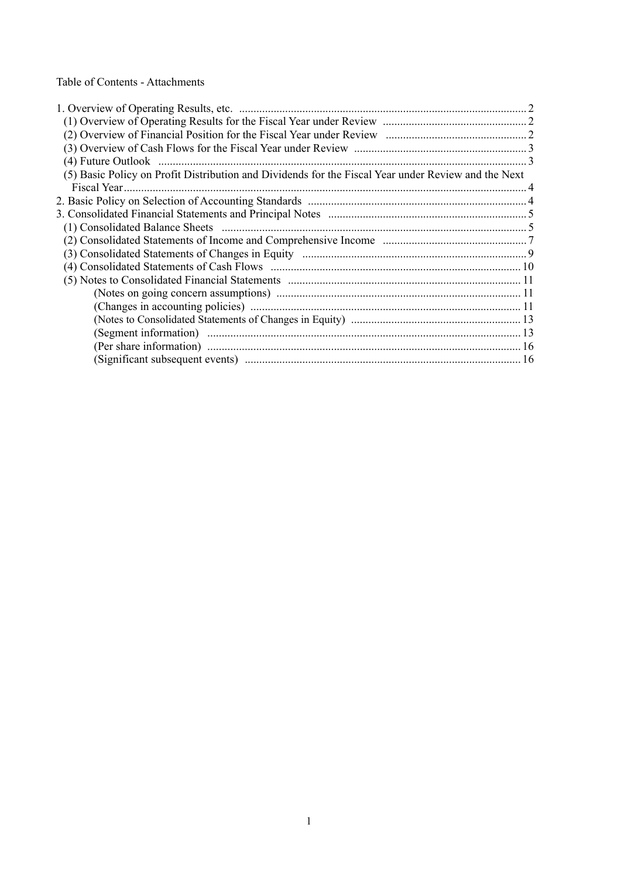Table of Contents - Attachments

| | |
|---|---|
| 1. Overview of Operating Results, etc. | 2 |
| (1) Overview of Operating Results for the Fiscal Year under Review | 2 |
| (2) Overview of Financial Position for the Fiscal Year under Review | 2 |
| (3) Overview of Cash Flows for the Fiscal Year under Review | 3 |
| (4) Future Outlook | 3 |
| (5) Basic Policy on Profit Distribution and Dividends for the Fiscal Year under Review and the Next Fiscal Year | 4 |
| 2. Basic Policy on Selection of Accounting Standards | 4 |
| 3. Consolidated Financial Statements and Principal Notes | 5 |
| (1) Consolidated Balance Sheets | 5 |
| (2) Consolidated Statements of Income and Comprehensive Income | 7 |
| (3) Consolidated Statements of Changes in Equity | 9 |
| (4) Consolidated Statements of Cash Flows | 10 |
| (5) Notes to Consolidated Financial Statements | 11 |
| (Notes on going concern assumptions) | 11 |
| (Changes in accounting policies) | 11 |
| (Notes to Consolidated Statements of Changes in Equity) | 13 |
| (Segment information) | 13 |
| (Per share information) | 16 |
| (Significant subsequent events) | 16 |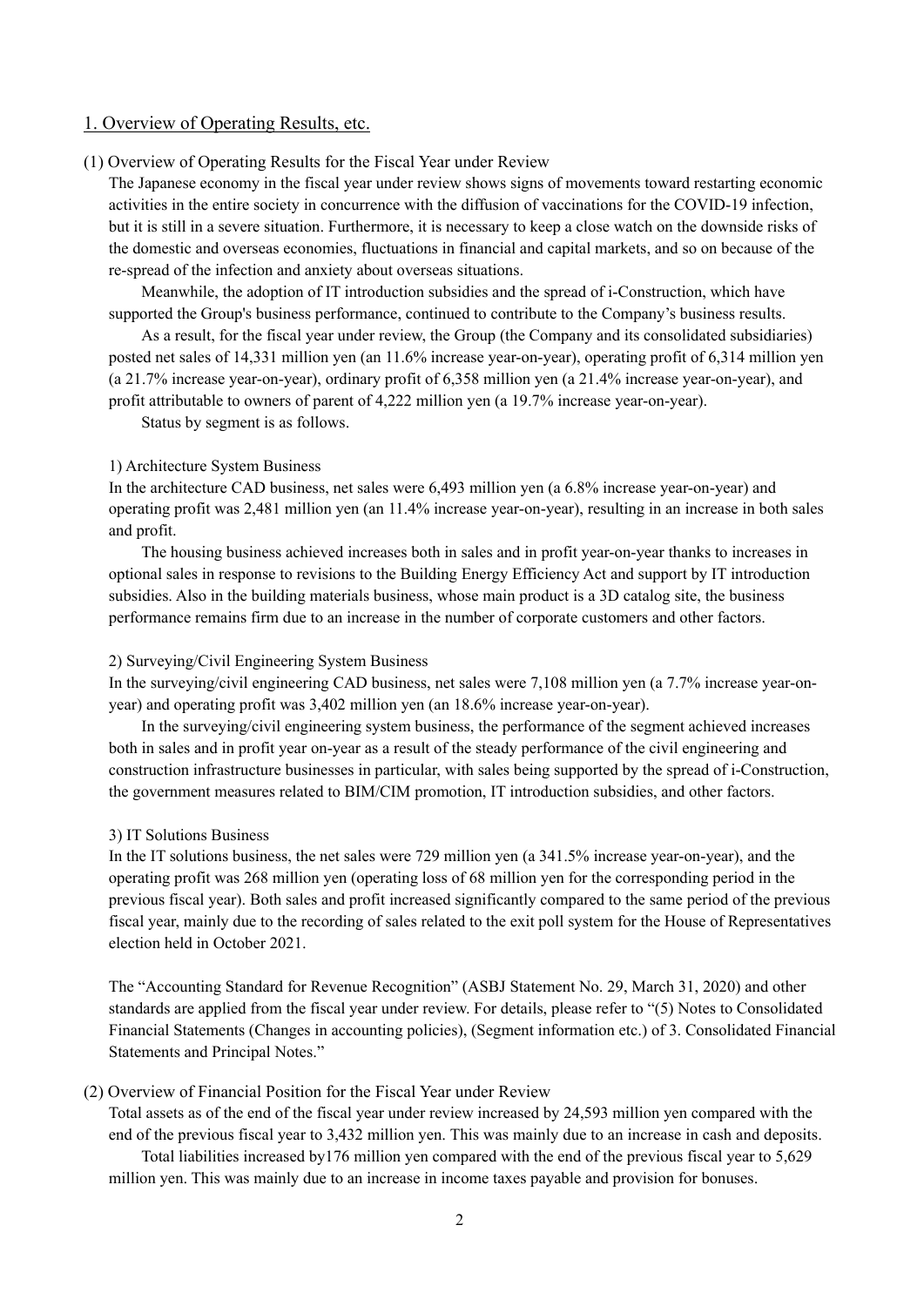## 1. Overview of Operating Results, etc.

### (1) Overview of Operating Results for the Fiscal Year under Review

The Japanese economy in the fiscal year under review shows signs of movements toward restarting economic activities in the entire society in concurrence with the diffusion of vaccinations for the COVID-19 infection, but it is still in a severe situation. Furthermore, it is necessary to keep a close watch on the downside risks of the domestic and overseas economies, fluctuations in financial and capital markets, and so on because of the re-spread of the infection and anxiety about overseas situations.

Meanwhile, the adoption of IT introduction subsidies and the spread of i-Construction, which have supported the Group's business performance, continued to contribute to the Company's business results.

As a result, for the fiscal year under review, the Group (the Company and its consolidated subsidiaries) posted net sales of 14,331 million yen (an 11.6% increase year-on-year), operating profit of 6,314 million yen (a 21.7% increase year-on-year), ordinary profit of 6,358 million yen (a 21.4% increase year-on-year), and profit attributable to owners of parent of 4,222 million yen (a 19.7% increase year-on-year).

Status by segment is as follows.

#### 1) Architecture System Business

In the architecture CAD business, net sales were 6,493 million yen (a 6.8% increase year-on-year) and operating profit was 2,481 million yen (an 11.4% increase year-on-year), resulting in an increase in both sales and profit.

The housing business achieved increases both in sales and in profit year-on-year thanks to increases in optional sales in response to revisions to the Building Energy Efficiency Act and support by IT introduction subsidies. Also in the building materials business, whose main product is a 3D catalog site, the business performance remains firm due to an increase in the number of corporate customers and other factors.

#### 2) Surveying/Civil Engineering System Business

In the surveying/civil engineering CAD business, net sales were 7,108 million yen (a 7.7% increase year-on-year) and operating profit was 3,402 million yen (an 18.6% increase year-on-year).

In the surveying/civil engineering system business, the performance of the segment achieved increases both in sales and in profit year on-year as a result of the steady performance of the civil engineering and construction infrastructure businesses in particular, with sales being supported by the spread of i-Construction, the government measures related to BIM/CIM promotion, IT introduction subsidies, and other factors.

#### 3) IT Solutions Business

In the IT solutions business, the net sales were 729 million yen (a 341.5% increase year-on-year), and the operating profit was 268 million yen (operating loss of 68 million yen for the corresponding period in the previous fiscal year). Both sales and profit increased significantly compared to the same period of the previous fiscal year, mainly due to the recording of sales related to the exit poll system for the House of Representatives election held in October 2021.

The "Accounting Standard for Revenue Recognition" (ASBJ Statement No. 29, March 31, 2020) and other standards are applied from the fiscal year under review. For details, please refer to "(5) Notes to Consolidated Financial Statements (Changes in accounting policies), (Segment information etc.) of 3. Consolidated Financial Statements and Principal Notes."

### (2) Overview of Financial Position for the Fiscal Year under Review

Total assets as of the end of the fiscal year under review increased by 24,593 million yen compared with the end of the previous fiscal year to 3,432 million yen. This was mainly due to an increase in cash and deposits.

Total liabilities increased by176 million yen compared with the end of the previous fiscal year to 5,629 million yen. This was mainly due to an increase in income taxes payable and provision for bonuses.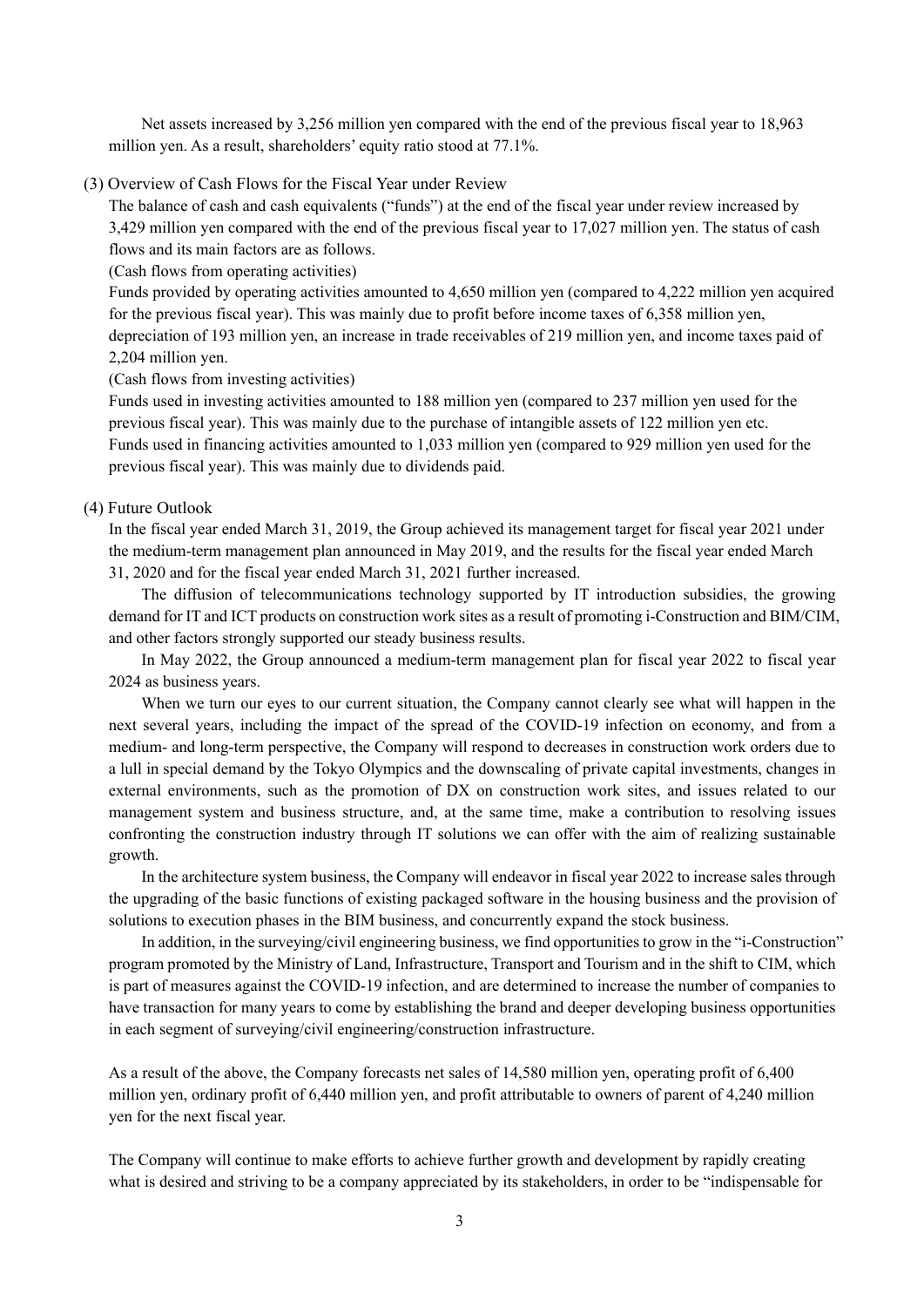Net assets increased by 3,256 million yen compared with the end of the previous fiscal year to 18,963 million yen. As a result, shareholders' equity ratio stood at 77.1%.

### (3) Overview of Cash Flows for the Fiscal Year under Review

The balance of cash and cash equivalents ("funds") at the end of the fiscal year under review increased by 3,429 million yen compared with the end of the previous fiscal year to 17,027 million yen. The status of cash flows and its main factors are as follows.

(Cash flows from operating activities)

Funds provided by operating activities amounted to 4,650 million yen (compared to 4,222 million yen acquired for the previous fiscal year). This was mainly due to profit before income taxes of 6,358 million yen, depreciation of 193 million yen, an increase in trade receivables of 219 million yen, and income taxes paid of 2,204 million yen.

(Cash flows from investing activities)

Funds used in investing activities amounted to 188 million yen (compared to 237 million yen used for the previous fiscal year). This was mainly due to the purchase of intangible assets of 122 million yen etc.

Funds used in financing activities amounted to 1,033 million yen (compared to 929 million yen used for the previous fiscal year). This was mainly due to dividends paid.

### (4) Future Outlook

In the fiscal year ended March 31, 2019, the Group achieved its management target for fiscal year 2021 under the medium-term management plan announced in May 2019, and the results for the fiscal year ended March 31, 2020 and for the fiscal year ended March 31, 2021 further increased.

The diffusion of telecommunications technology supported by IT introduction subsidies, the growing demand for IT and ICT products on construction work sites as a result of promoting i-Construction and BIM/CIM, and other factors strongly supported our steady business results.

In May 2022, the Group announced a medium-term management plan for fiscal year 2022 to fiscal year 2024 as business years.

When we turn our eyes to our current situation, the Company cannot clearly see what will happen in the next several years, including the impact of the spread of the COVID-19 infection on economy, and from a medium- and long-term perspective, the Company will respond to decreases in construction work orders due to a lull in special demand by the Tokyo Olympics and the downscaling of private capital investments, changes in external environments, such as the promotion of DX on construction work sites, and issues related to our management system and business structure, and, at the same time, make a contribution to resolving issues confronting the construction industry through IT solutions we can offer with the aim of realizing sustainable growth.

In the architecture system business, the Company will endeavor in fiscal year 2022 to increase sales through the upgrading of the basic functions of existing packaged software in the housing business and the provision of solutions to execution phases in the BIM business, and concurrently expand the stock business.

In addition, in the surveying/civil engineering business, we find opportunities to grow in the "i-Construction" program promoted by the Ministry of Land, Infrastructure, Transport and Tourism and in the shift to CIM, which is part of measures against the COVID-19 infection, and are determined to increase the number of companies to have transaction for many years to come by establishing the brand and deeper developing business opportunities in each segment of surveying/civil engineering/construction infrastructure.

As a result of the above, the Company forecasts net sales of 14,580 million yen, operating profit of 6,400 million yen, ordinary profit of 6,440 million yen, and profit attributable to owners of parent of 4,240 million yen for the next fiscal year.

The Company will continue to make efforts to achieve further growth and development by rapidly creating what is desired and striving to be a company appreciated by its stakeholders, in order to be "indispensable for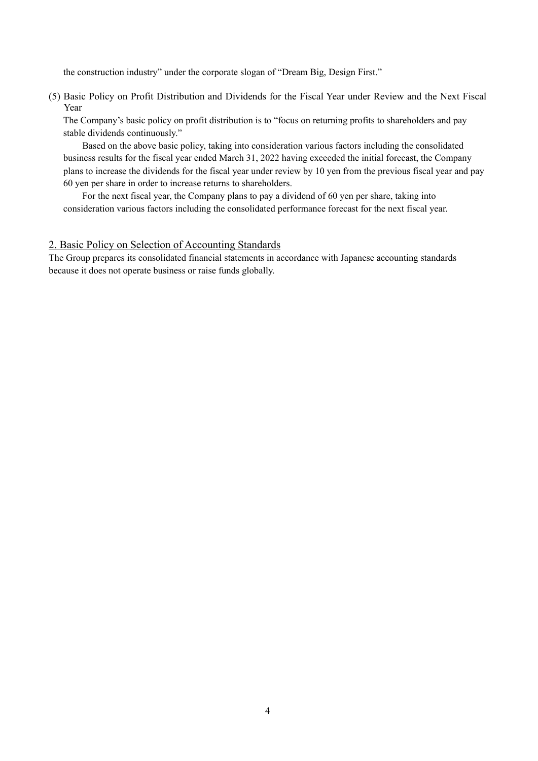the construction industry" under the corporate slogan of "Dream Big, Design First."

(5) Basic Policy on Profit Distribution and Dividends for the Fiscal Year under Review and the Next Fiscal Year

The Company's basic policy on profit distribution is to "focus on returning profits to shareholders and pay stable dividends continuously."

Based on the above basic policy, taking into consideration various factors including the consolidated business results for the fiscal year ended March 31, 2022 having exceeded the initial forecast, the Company plans to increase the dividends for the fiscal year under review by 10 yen from the previous fiscal year and pay 60 yen per share in order to increase returns to shareholders.

For the next fiscal year, the Company plans to pay a dividend of 60 yen per share, taking into consideration various factors including the consolidated performance forecast for the next fiscal year.

## 2. Basic Policy on Selection of Accounting Standards

The Group prepares its consolidated financial statements in accordance with Japanese accounting standards because it does not operate business or raise funds globally.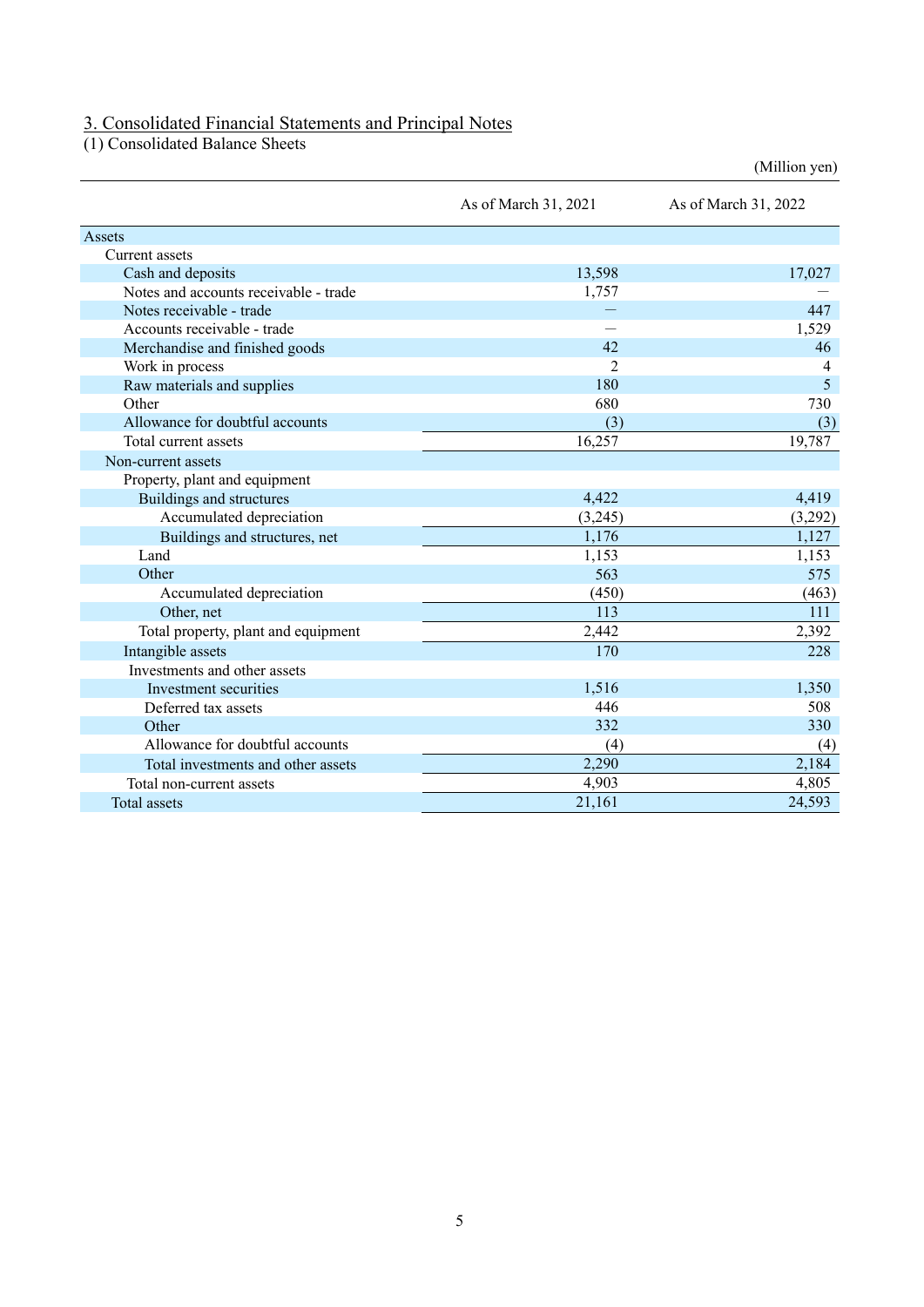## 3. Consolidated Financial Statements and Principal Notes

### (1) Consolidated Balance Sheets

(Million yen)

| | As of March 31, 2021 | As of March 31, 2022 |
|---|---|---|
| Assets | | |
| Current assets | | |
| Cash and deposits | 13,598 | 17,027 |
| Notes and accounts receivable - trade | 1,757 | ― |
| Notes receivable - trade | ― | 447 |
| Accounts receivable - trade | ― | 1,529 |
| Merchandise and finished goods | 42 | 46 |
| Work in process | 2 | 4 |
| Raw materials and supplies | 180 | 5 |
| Other | 680 | 730 |
| Allowance for doubtful accounts | (3) | (3) |
| Total current assets | 16,257 | 19,787 |
| Non-current assets | | |
| Property, plant and equipment | | |
| Buildings and structures | 4,422 | 4,419 |
| Accumulated depreciation | (3,245) | (3,292) |
| Buildings and structures, net | 1,176 | 1,127 |
| Land | 1,153 | 1,153 |
| Other | 563 | 575 |
| Accumulated depreciation | (450) | (463) |
| Other, net | 113 | 111 |
| Total property, plant and equipment | 2,442 | 2,392 |
| Intangible assets | 170 | 228 |
| Investments and other assets | | |
| Investment securities | 1,516 | 1,350 |
| Deferred tax assets | 446 | 508 |
| Other | 332 | 330 |
| Allowance for doubtful accounts | (4) | (4) |
| Total investments and other assets | 2,290 | 2,184 |
| Total non-current assets | 4,903 | 4,805 |
| Total assets | 21,161 | 24,593 |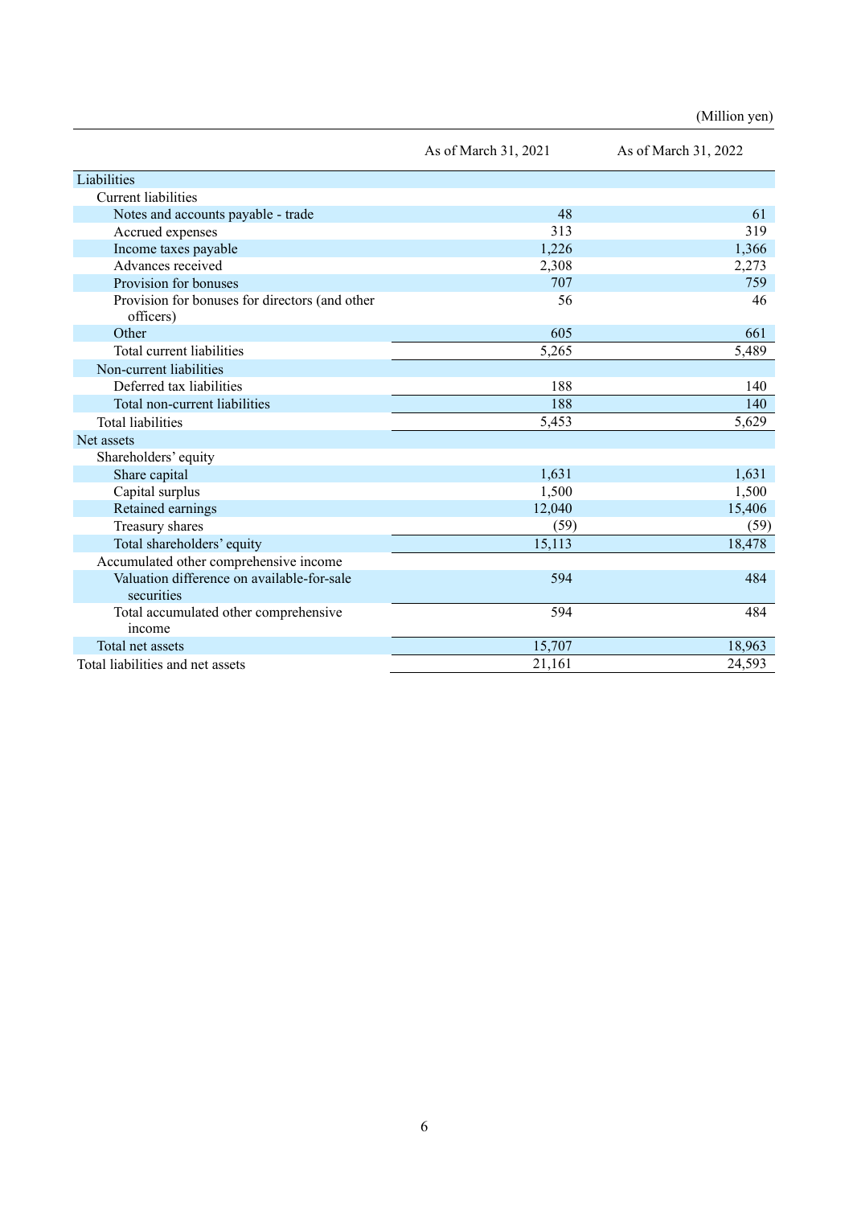(Million yen)

| | As of March 31, 2021 | As of March 31, 2022 |
|---|---|---|
| Liabilities | | |
| Current liabilities | | |
| Notes and accounts payable - trade | 48 | 61 |
| Accrued expenses | 313 | 319 |
| Income taxes payable | 1,226 | 1,366 |
| Advances received | 2,308 | 2,273 |
| Provision for bonuses | 707 | 759 |
| Provision for bonuses for directors (and other officers) | 56 | 46 |
| Other | 605 | 661 |
| Total current liabilities | 5,265 | 5,489 |
| Non-current liabilities | | |
| Deferred tax liabilities | 188 | 140 |
| Total non-current liabilities | 188 | 140 |
| Total liabilities | 5,453 | 5,629 |
| Net assets | | |
| Shareholders' equity | | |
| Share capital | 1,631 | 1,631 |
| Capital surplus | 1,500 | 1,500 |
| Retained earnings | 12,040 | 15,406 |
| Treasury shares | (59) | (59) |
| Total shareholders' equity | 15,113 | 18,478 |
| Accumulated other comprehensive income | | |
| Valuation difference on available-for-sale securities | 594 | 484 |
| Total accumulated other comprehensive income | 594 | 484 |
| Total net assets | 15,707 | 18,963 |
| Total liabilities and net assets | 21,161 | 24,593 |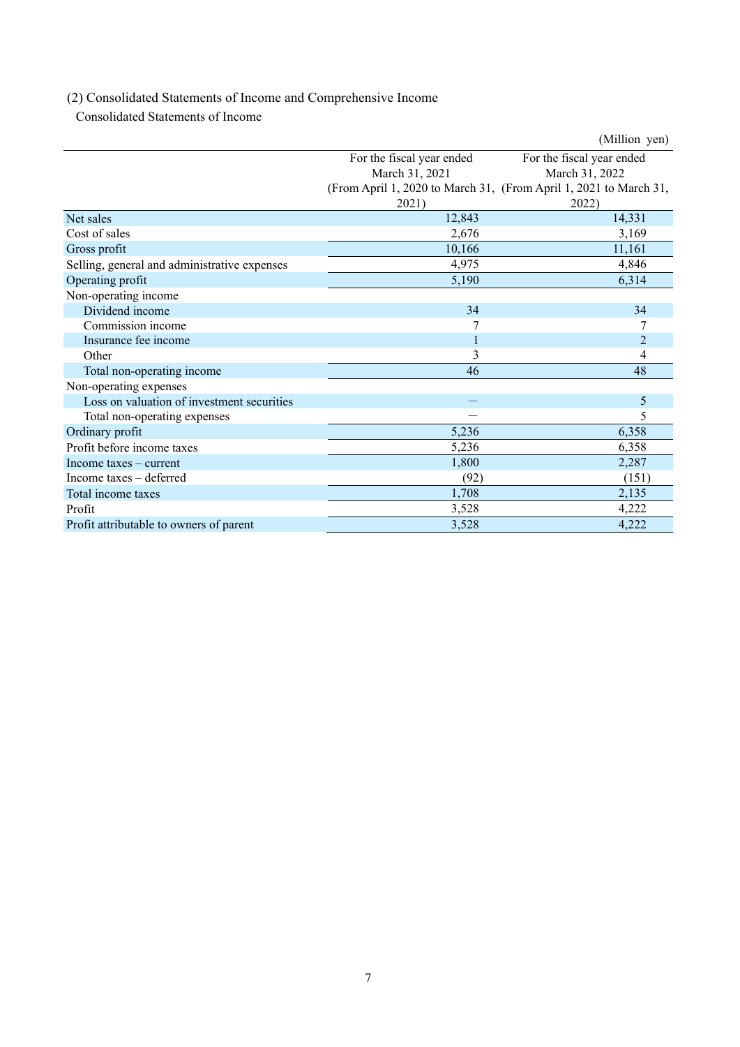## (2) Consolidated Statements of Income and Comprehensive Income

### Consolidated Statements of Income

(Million yen)

| | For the fiscal year ended March 31, 2021 (From April 1, 2020 to March 31, 2021) | For the fiscal year ended March 31, 2022 (From April 1, 2021 to March 31, 2022) |
|---|---|---|
| Net sales | 12,843 | 14,331 |
| Cost of sales | 2,676 | 3,169 |
| Gross profit | 10,166 | 11,161 |
| Selling, general and administrative expenses | 4,975 | 4,846 |
| Operating profit | 5,190 | 6,314 |
| Non-operating income | | |
| Dividend income | 34 | 34 |
| Commission income | 7 | 7 |
| Insurance fee income | 1 | 2 |
| Other | 3 | 4 |
| Total non-operating income | 46 | 48 |
| Non-operating expenses | | |
| Loss on valuation of investment securities | — | 5 |
| Total non-operating expenses | — | 5 |
| Ordinary profit | 5,236 | 6,358 |
| Profit before income taxes | 5,236 | 6,358 |
| Income taxes – current | 1,800 | 2,287 |
| Income taxes – deferred | (92) | (151) |
| Total income taxes | 1,708 | 2,135 |
| Profit | 3,528 | 4,222 |
| Profit attributable to owners of parent | 3,528 | 4,222 |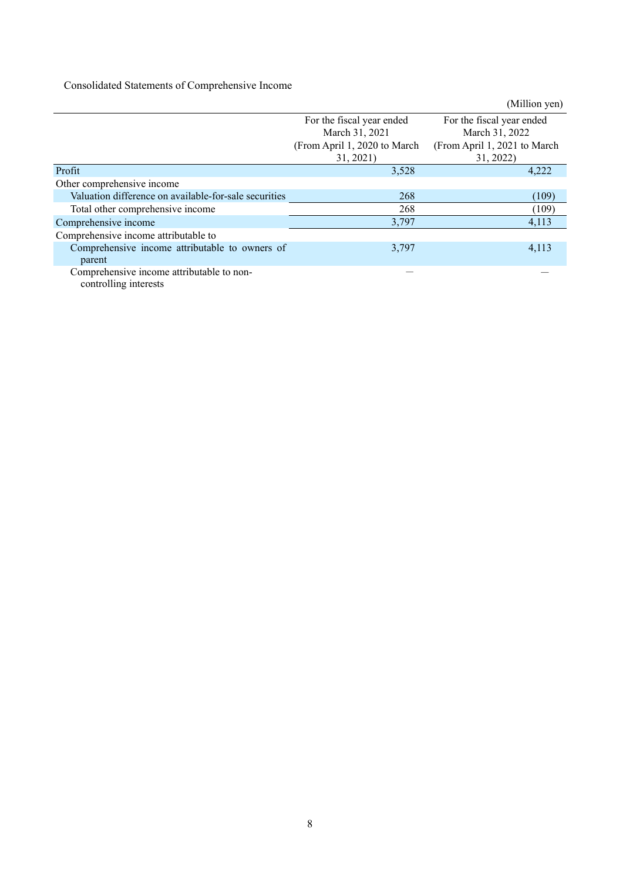Consolidated Statements of Comprehensive Income

(Million yen)

| | For the fiscal year ended March 31, 2021 (From April 1, 2020 to March 31, 2021) | For the fiscal year ended March 31, 2022 (From April 1, 2021 to March 31, 2022) |
|---|---|---|
| Profit | 3,528 | 4,222 |
| Other comprehensive income | | |
| Valuation difference on available-for-sale securities | 268 | (109) |
| Total other comprehensive income | 268 | (109) |
| Comprehensive income | 3,797 | 4,113 |
| Comprehensive income attributable to | | |
| Comprehensive income attributable to owners of parent | 3,797 | 4,113 |
| Comprehensive income attributable to non-controlling interests | — | — |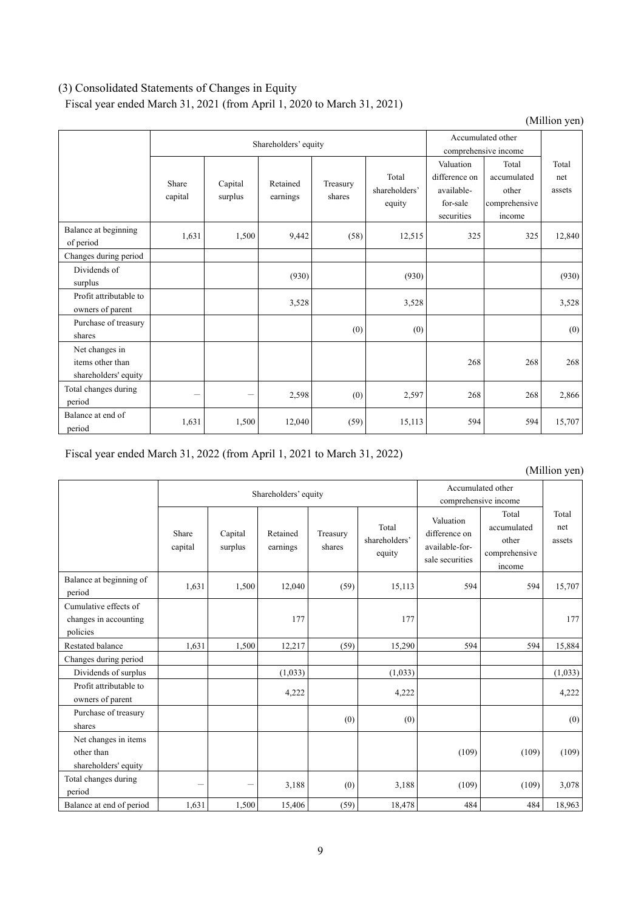(3) Consolidated Statements of Changes in Equity

Fiscal year ended March 31, 2021 (from April 1, 2020 to March 31, 2021)

(Million yen)

| | Shareholders' equity | | | | | Accumulated other comprehensive income | | Total net assets |
|---|---|---|---|---|---|---|---|---|
| | Share capital | Capital surplus | Retained earnings | Treasury shares | Total shareholders' equity | Valuation difference on available-for-sale securities | Total accumulated other comprehensive income | |
| Balance at beginning of period | 1,631 | 1,500 | 9,442 | (58) | 12,515 | 325 | 325 | 12,840 |
| Changes during period | | | | | | | | |
| Dividends of surplus | | | (930) | | (930) | | | (930) |
| Profit attributable to owners of parent | | | 3,528 | | 3,528 | | | 3,528 |
| Purchase of treasury shares | | | | (0) | (0) | | | (0) |
| Net changes in items other than shareholders' equity | | | | | | 268 | 268 | 268 |
| Total changes during period | – | – | 2,598 | (0) | 2,597 | 268 | 268 | 2,866 |
| Balance at end of period | 1,631 | 1,500 | 12,040 | (59) | 15,113 | 594 | 594 | 15,707 |

Fiscal year ended March 31, 2022 (from April 1, 2021 to March 31, 2022)

(Million yen)

| | Shareholders' equity | | | | | Accumulated other comprehensive income | | Total net assets |
|---|---|---|---|---|---|---|---|---|
| | Share capital | Capital surplus | Retained earnings | Treasury shares | Total shareholders' equity | Valuation difference on available-for-sale securities | Total accumulated other comprehensive income | |
| Balance at beginning of period | 1,631 | 1,500 | 12,040 | (59) | 15,113 | 594 | 594 | 15,707 |
| Cumulative effects of changes in accounting policies | | | 177 | | 177 | | | 177 |
| Restated balance | 1,631 | 1,500 | 12,217 | (59) | 15,290 | 594 | 594 | 15,884 |
| Changes during period | | | | | | | | |
| Dividends of surplus | | | (1,033) | | (1,033) | | | (1,033) |
| Profit attributable to owners of parent | | | 4,222 | | 4,222 | | | 4,222 |
| Purchase of treasury shares | | | | (0) | (0) | | | (0) |
| Net changes in items other than shareholders' equity | | | | | | (109) | (109) | (109) |
| Total changes during period | – | – | 3,188 | (0) | 3,188 | (109) | (109) | 3,078 |
| Balance at end of period | 1,631 | 1,500 | 15,406 | (59) | 18,478 | 484 | 484 | 18,963 |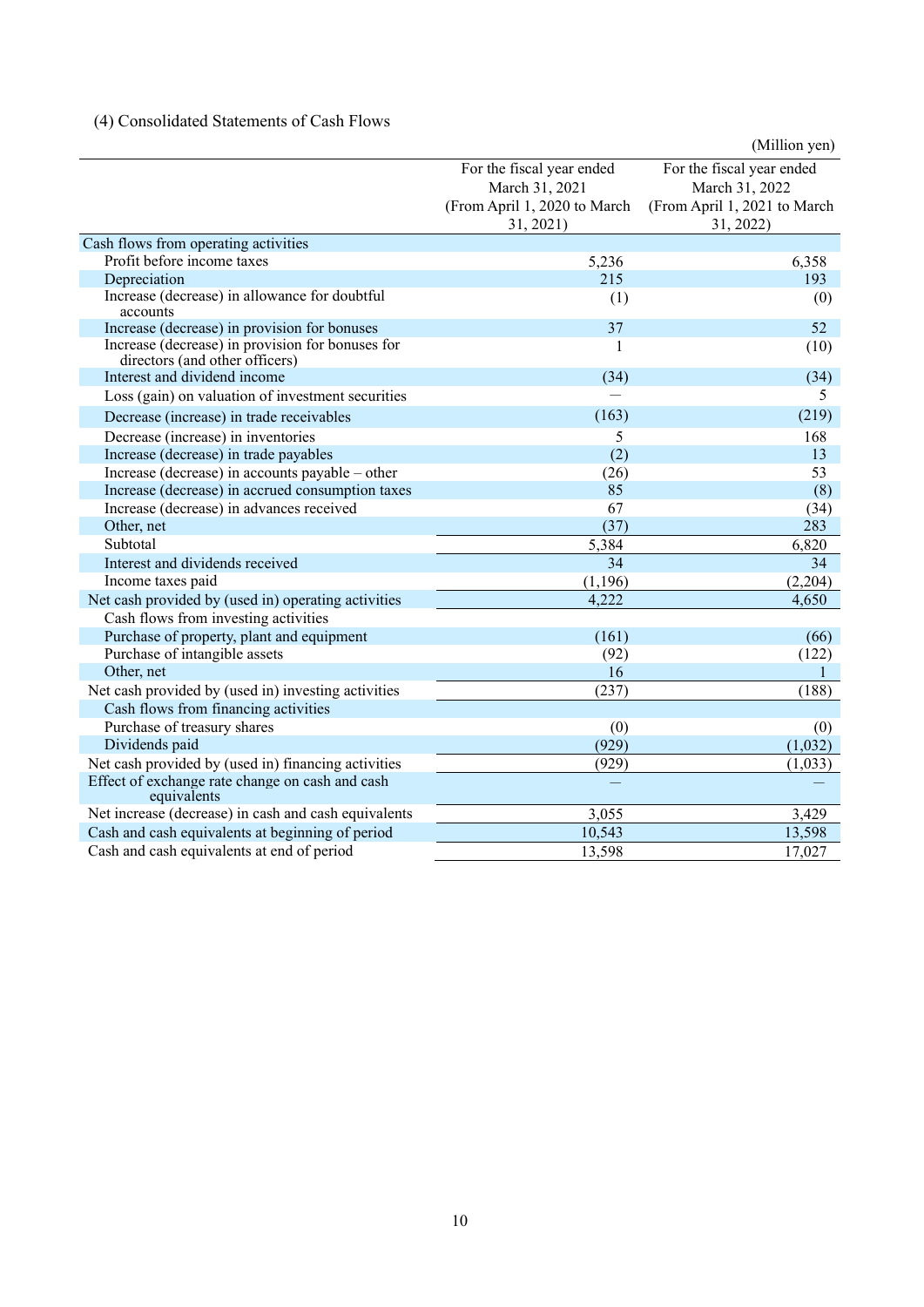### (4) Consolidated Statements of Cash Flows

(Million yen)

| | For the fiscal year ended March 31, 2021 (From April 1, 2020 to March 31, 2021) | For the fiscal year ended March 31, 2022 (From April 1, 2021 to March 31, 2022) |
|---|---|---|
| Cash flows from operating activities | | |
| Profit before income taxes | 5,236 | 6,358 |
| Depreciation | 215 | 193 |
| Increase (decrease) in allowance for doubtful accounts | (1) | (0) |
| Increase (decrease) in provision for bonuses | 37 | 52 |
| Increase (decrease) in provision for bonuses for directors (and other officers) | 1 | (10) |
| Interest and dividend income | (34) | (34) |
| Loss (gain) on valuation of investment securities | — | 5 |
| Decrease (increase) in trade receivables | (163) | (219) |
| Decrease (increase) in inventories | 5 | 168 |
| Increase (decrease) in trade payables | (2) | 13 |
| Increase (decrease) in accounts payable – other | (26) | 53 |
| Increase (decrease) in accrued consumption taxes | 85 | (8) |
| Increase (decrease) in advances received | 67 | (34) |
| Other, net | (37) | 283 |
| Subtotal | 5,384 | 6,820 |
| Interest and dividends received | 34 | 34 |
| Income taxes paid | (1,196) | (2,204) |
| Net cash provided by (used in) operating activities | 4,222 | 4,650 |
| Cash flows from investing activities | | |
| Purchase of property, plant and equipment | (161) | (66) |
| Purchase of intangible assets | (92) | (122) |
| Other, net | 16 | 1 |
| Net cash provided by (used in) investing activities | (237) | (188) |
| Cash flows from financing activities | | |
| Purchase of treasury shares | (0) | (0) |
| Dividends paid | (929) | (1,032) |
| Net cash provided by (used in) financing activities | (929) | (1,033) |
| Effect of exchange rate change on cash and cash equivalents | — | — |
| Net increase (decrease) in cash and cash equivalents | 3,055 | 3,429 |
| Cash and cash equivalents at beginning of period | 10,543 | 13,598 |
| Cash and cash equivalents at end of period | 13,598 | 17,027 |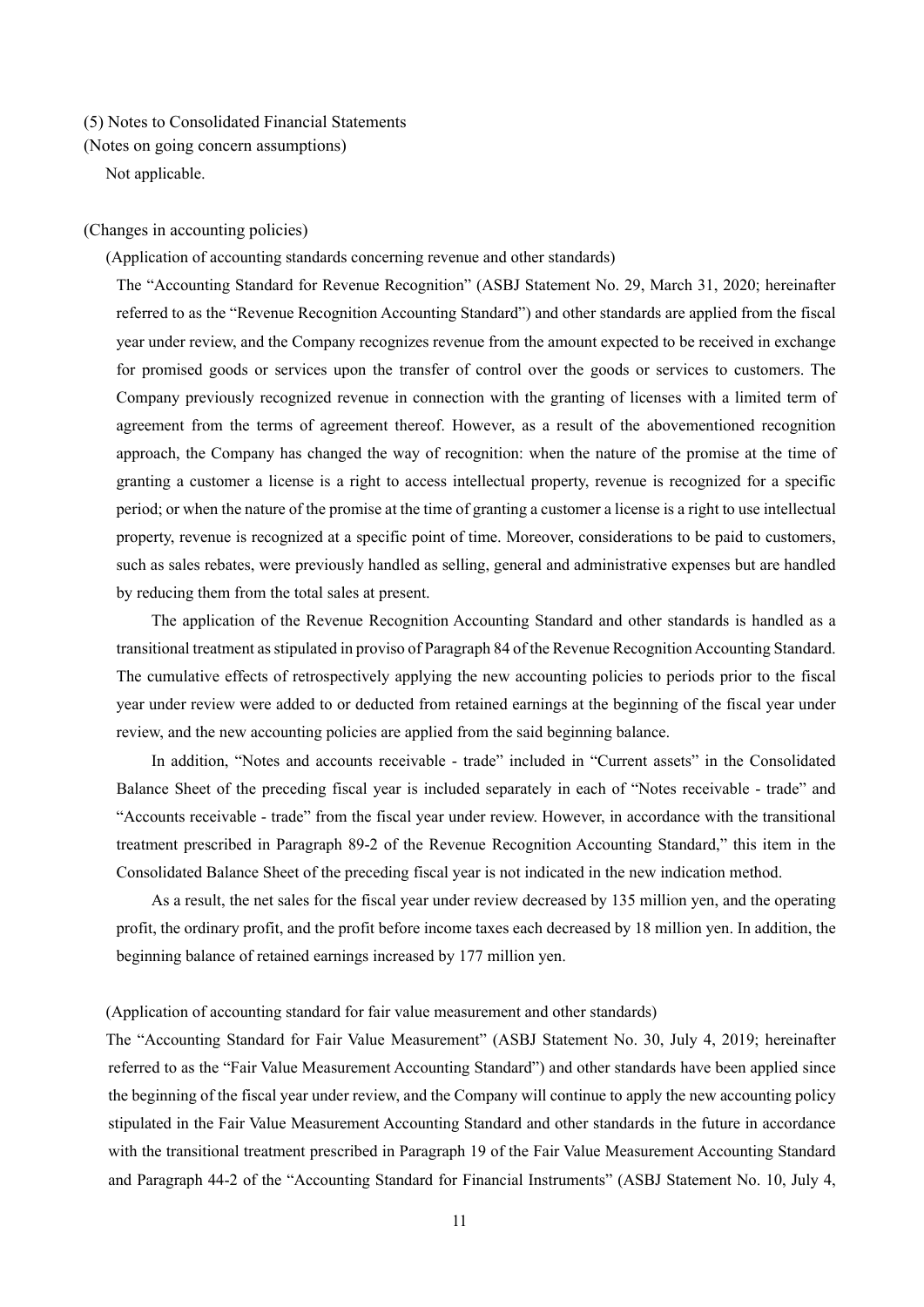(5) Notes to Consolidated Financial Statements

(Notes on going concern assumptions)

Not applicable.

(Changes in accounting policies)

(Application of accounting standards concerning revenue and other standards)

The "Accounting Standard for Revenue Recognition" (ASBJ Statement No. 29, March 31, 2020; hereinafter referred to as the "Revenue Recognition Accounting Standard") and other standards are applied from the fiscal year under review, and the Company recognizes revenue from the amount expected to be received in exchange for promised goods or services upon the transfer of control over the goods or services to customers. The Company previously recognized revenue in connection with the granting of licenses with a limited term of agreement from the terms of agreement thereof. However, as a result of the abovementioned recognition approach, the Company has changed the way of recognition: when the nature of the promise at the time of granting a customer a license is a right to access intellectual property, revenue is recognized for a specific period; or when the nature of the promise at the time of granting a customer a license is a right to use intellectual property, revenue is recognized at a specific point of time. Moreover, considerations to be paid to customers, such as sales rebates, were previously handled as selling, general and administrative expenses but are handled by reducing them from the total sales at present.

The application of the Revenue Recognition Accounting Standard and other standards is handled as a transitional treatment as stipulated in proviso of Paragraph 84 of the Revenue Recognition Accounting Standard. The cumulative effects of retrospectively applying the new accounting policies to periods prior to the fiscal year under review were added to or deducted from retained earnings at the beginning of the fiscal year under review, and the new accounting policies are applied from the said beginning balance.

In addition, "Notes and accounts receivable - trade" included in "Current assets" in the Consolidated Balance Sheet of the preceding fiscal year is included separately in each of "Notes receivable - trade" and "Accounts receivable - trade" from the fiscal year under review. However, in accordance with the transitional treatment prescribed in Paragraph 89-2 of the Revenue Recognition Accounting Standard," this item in the Consolidated Balance Sheet of the preceding fiscal year is not indicated in the new indication method.

As a result, the net sales for the fiscal year under review decreased by 135 million yen, and the operating profit, the ordinary profit, and the profit before income taxes each decreased by 18 million yen. In addition, the beginning balance of retained earnings increased by 177 million yen.

(Application of accounting standard for fair value measurement and other standards)

The "Accounting Standard for Fair Value Measurement" (ASBJ Statement No. 30, July 4, 2019; hereinafter referred to as the "Fair Value Measurement Accounting Standard") and other standards have been applied since the beginning of the fiscal year under review, and the Company will continue to apply the new accounting policy stipulated in the Fair Value Measurement Accounting Standard and other standards in the future in accordance with the transitional treatment prescribed in Paragraph 19 of the Fair Value Measurement Accounting Standard and Paragraph 44-2 of the "Accounting Standard for Financial Instruments" (ASBJ Statement No. 10, July 4,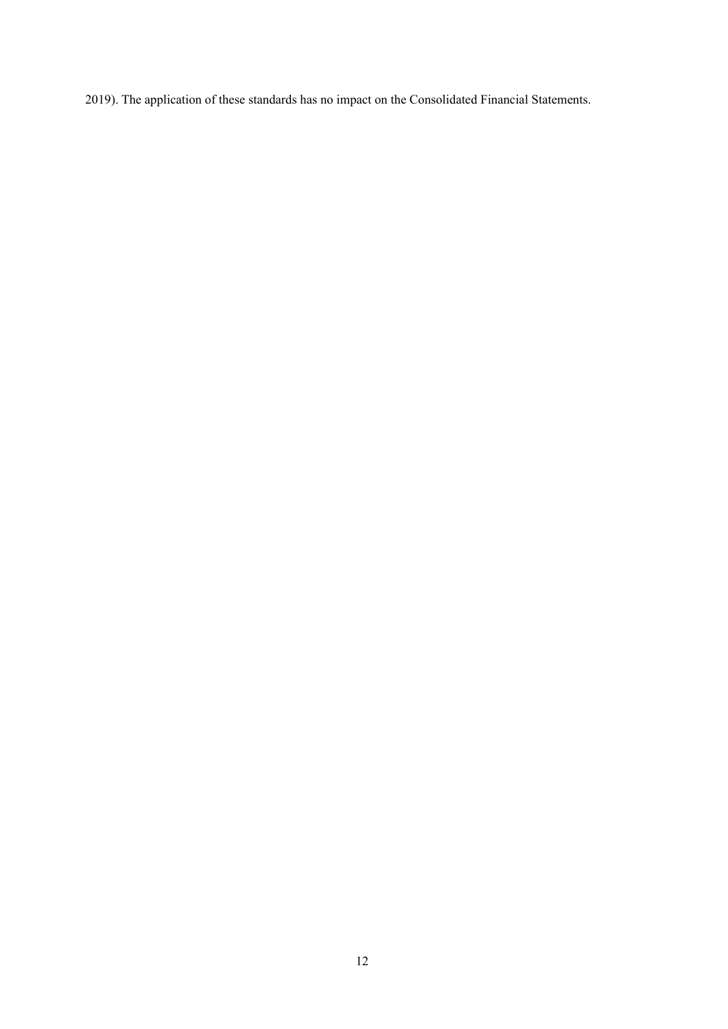2019). The application of these standards has no impact on the Consolidated Financial Statements.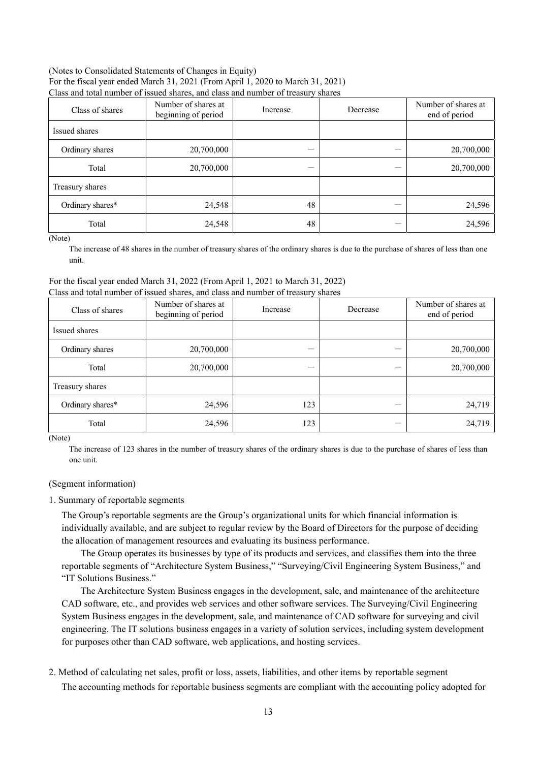(Notes to Consolidated Statements of Changes in Equity)

For the fiscal year ended March 31, 2021 (From April 1, 2020 to March 31, 2021)

Class and total number of issued shares, and class and number of treasury shares

| Class of shares | Number of shares at beginning of period | Increase | Decrease | Number of shares at end of period |
|---|---|---|---|---|
| Issued shares | | | | |
| Ordinary shares | 20,700,000 | — | — | 20,700,000 |
| Total | 20,700,000 | — | — | 20,700,000 |
| Treasury shares | | | | |
| Ordinary shares* | 24,548 | 48 | — | 24,596 |
| Total | 24,548 | 48 | — | 24,596 |

(Note)

The increase of 48 shares in the number of treasury shares of the ordinary shares is due to the purchase of shares of less than one unit.

For the fiscal year ended March 31, 2022 (From April 1, 2021 to March 31, 2022)

Class and total number of issued shares, and class and number of treasury shares

| Class of shares | Number of shares at beginning of period | Increase | Decrease | Number of shares at end of period |
|---|---|---|---|---|
| Issued shares | | | | |
| Ordinary shares | 20,700,000 | — | — | 20,700,000 |
| Total | 20,700,000 | — | — | 20,700,000 |
| Treasury shares | | | | |
| Ordinary shares* | 24,596 | 123 | — | 24,719 |
| Total | 24,596 | 123 | — | 24,719 |

(Note)

The increase of 123 shares in the number of treasury shares of the ordinary shares is due to the purchase of shares of less than one unit.

(Segment information)

1. Summary of reportable segments

The Group's reportable segments are the Group's organizational units for which financial information is individually available, and are subject to regular review by the Board of Directors for the purpose of deciding the allocation of management resources and evaluating its business performance.

The Group operates its businesses by type of its products and services, and classifies them into the three reportable segments of "Architecture System Business," "Surveying/Civil Engineering System Business," and "IT Solutions Business."

The Architecture System Business engages in the development, sale, and maintenance of the architecture CAD software, etc., and provides web services and other software services. The Surveying/Civil Engineering System Business engages in the development, sale, and maintenance of CAD software for surveying and civil engineering. The IT solutions business engages in a variety of solution services, including system development for purposes other than CAD software, web applications, and hosting services.

2. Method of calculating net sales, profit or loss, assets, liabilities, and other items by reportable segment

The accounting methods for reportable business segments are compliant with the accounting policy adopted for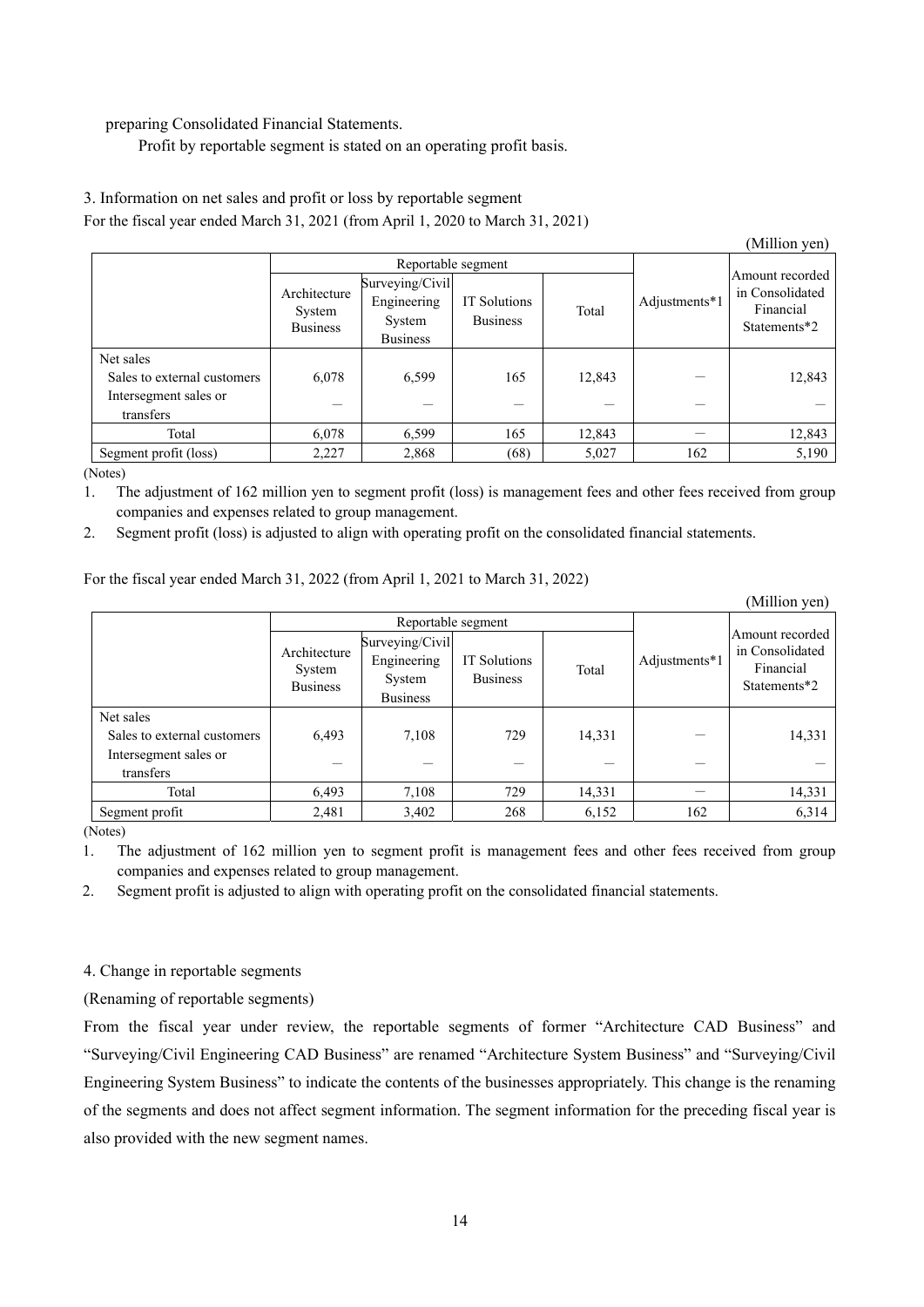preparing Consolidated Financial Statements.

Profit by reportable segment is stated on an operating profit basis.

3. Information on net sales and profit or loss by reportable segment

For the fiscal year ended March 31, 2021 (from April 1, 2020 to March 31, 2021)

(Million yen)

| | Reportable segment | | | | Adjustments*1 | Amount recorded in Consolidated Financial Statements*2 |
|---|---|---|---|---|---|---|
| | Architecture System Business | Surveying/Civil Engineering System Business | IT Solutions Business | Total | | |
| Net sales | | | | | | |
| Sales to external customers | 6,078 | 6,599 | 165 | 12,843 | － | 12,843 |
| Intersegment sales or transfers | － | － | － | － | － | － |
| Total | 6,078 | 6,599 | 165 | 12,843 | － | 12,843 |
| Segment profit (loss) | 2,227 | 2,868 | (68) | 5,027 | 162 | 5,190 |

(Notes)

1. The adjustment of 162 million yen to segment profit (loss) is management fees and other fees received from group companies and expenses related to group management.
2. Segment profit (loss) is adjusted to align with operating profit on the consolidated financial statements.

For the fiscal year ended March 31, 2022 (from April 1, 2021 to March 31, 2022)

(Million yen)

| | Reportable segment | | | | Adjustments*1 | Amount recorded in Consolidated Financial Statements*2 |
|---|---|---|---|---|---|---|
| | Architecture System Business | Surveying/Civil Engineering System Business | IT Solutions Business | Total | | |
| Net sales | | | | | | |
| Sales to external customers | 6,493 | 7,108 | 729 | 14,331 | － | 14,331 |
| Intersegment sales or transfers | － | － | － | － | － | － |
| Total | 6,493 | 7,108 | 729 | 14,331 | － | 14,331 |
| Segment profit | 2,481 | 3,402 | 268 | 6,152 | 162 | 6,314 |

(Notes)

1. The adjustment of 162 million yen to segment profit is management fees and other fees received from group companies and expenses related to group management.
2. Segment profit is adjusted to align with operating profit on the consolidated financial statements.

4. Change in reportable segments

(Renaming of reportable segments)

From the fiscal year under review, the reportable segments of former "Architecture CAD Business" and "Surveying/Civil Engineering CAD Business" are renamed "Architecture System Business" and "Surveying/Civil Engineering System Business" to indicate the contents of the businesses appropriately. This change is the renaming of the segments and does not affect segment information. The segment information for the preceding fiscal year is also provided with the new segment names.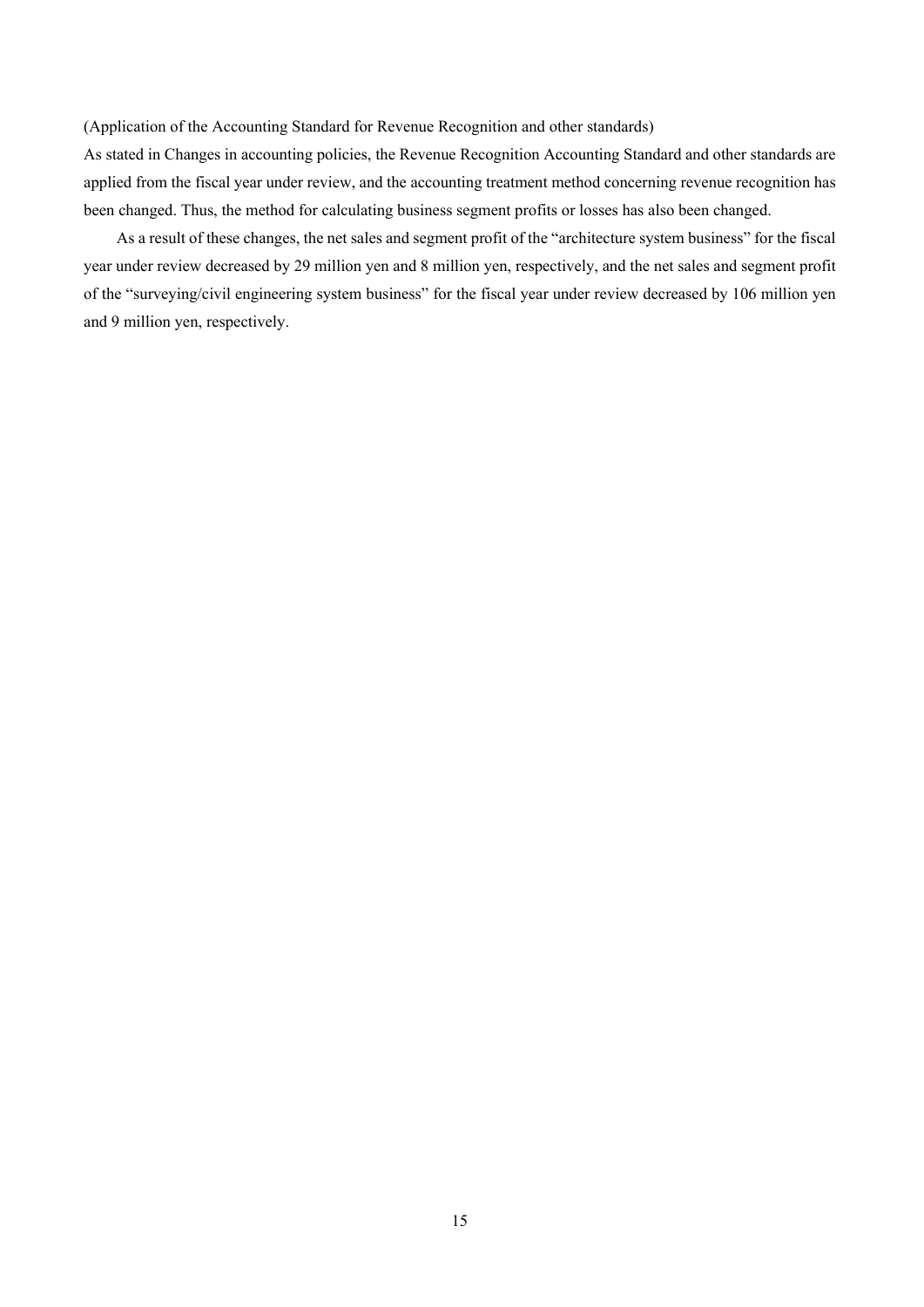(Application of the Accounting Standard for Revenue Recognition and other standards)

As stated in Changes in accounting policies, the Revenue Recognition Accounting Standard and other standards are applied from the fiscal year under review, and the accounting treatment method concerning revenue recognition has been changed. Thus, the method for calculating business segment profits or losses has also been changed.

As a result of these changes, the net sales and segment profit of the "architecture system business" for the fiscal year under review decreased by 29 million yen and 8 million yen, respectively, and the net sales and segment profit of the "surveying/civil engineering system business" for the fiscal year under review decreased by 106 million yen and 9 million yen, respectively.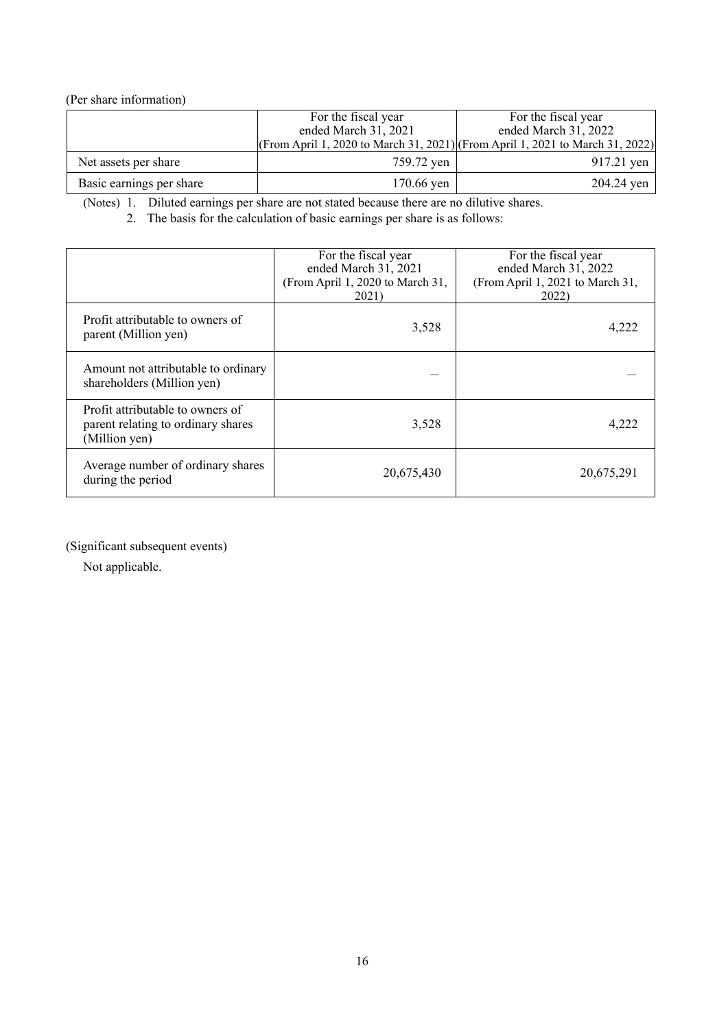(Per share information)

| | For the fiscal year ended March 31, 2021 (From April 1, 2020 to March 31, 2021) | For the fiscal year ended March 31, 2022 (From April 1, 2021 to March 31, 2022) |
|---|---|---|
| Net assets per share | 759.72 yen | 917.21 yen |
| Basic earnings per share | 170.66 yen | 204.24 yen |

(Notes) 1. Diluted earnings per share are not stated because there are no dilutive shares.

2. The basis for the calculation of basic earnings per share is as follows:

| | For the fiscal year ended March 31, 2021 (From April 1, 2020 to March 31, 2021) | For the fiscal year ended March 31, 2022 (From April 1, 2021 to March 31, 2022) |
|---|---|---|
| Profit attributable to owners of parent (Million yen) | 3,528 | 4,222 |
| Amount not attributable to ordinary shareholders (Million yen) | — | — |
| Profit attributable to owners of parent relating to ordinary shares (Million yen) | 3,528 | 4,222 |
| Average number of ordinary shares during the period | 20,675,430 | 20,675,291 |

(Significant subsequent events)

Not applicable.